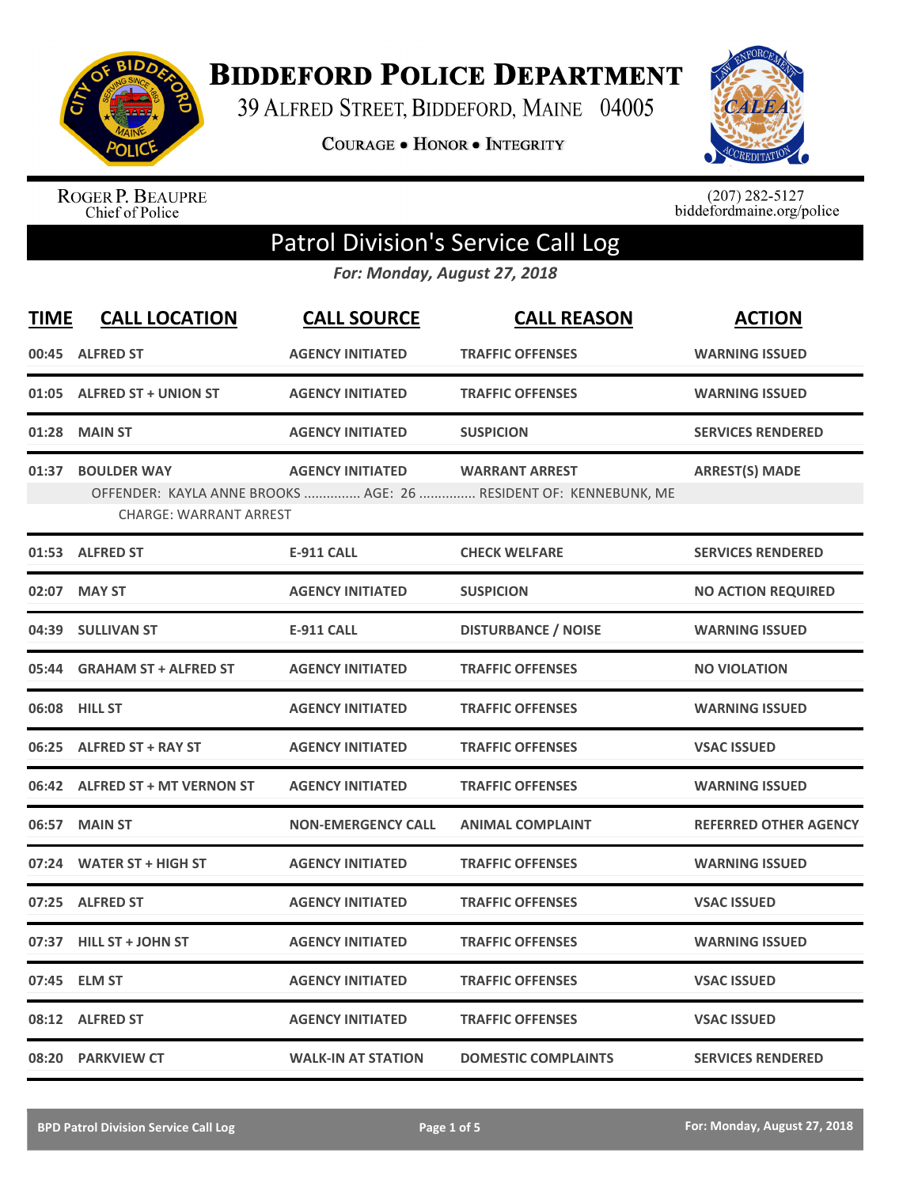# Biddeford Police Department

39 Alfred Street, Biddeford, Maine 04005

**Courage • Honor • Integrity**

Roger P. Beaupre
Chief of Police

(207) 282-5127
biddefordmaine.org/police

## Patrol Division's Service Call Log

***For: Monday, August 27, 2018***

| TIME | CALL LOCATION | CALL SOURCE | CALL REASON | ACTION |
|---|---|---|---|---|
| 00:45 | ALFRED ST | AGENCY INITIATED | TRAFFIC OFFENSES | WARNING ISSUED |
| 01:05 | ALFRED ST + UNION ST | AGENCY INITIATED | TRAFFIC OFFENSES | WARNING ISSUED |
| 01:28 | MAIN ST | AGENCY INITIATED | SUSPICION | SERVICES RENDERED |
| 01:37 | BOULDER WAY | AGENCY INITIATED | WARRANT ARREST | ARREST(S) MADE |
| | OFFENDER: KAYLA ANNE BROOKS ............... AGE: 26 ............... RESIDENT OF: KENNEBUNK, ME<br>CHARGE: WARRANT ARREST | | | |
| 01:53 | ALFRED ST | E-911 CALL | CHECK WELFARE | SERVICES RENDERED |
| 02:07 | MAY ST | AGENCY INITIATED | SUSPICION | NO ACTION REQUIRED |
| 04:39 | SULLIVAN ST | E-911 CALL | DISTURBANCE / NOISE | WARNING ISSUED |
| 05:44 | GRAHAM ST + ALFRED ST | AGENCY INITIATED | TRAFFIC OFFENSES | NO VIOLATION |
| 06:08 | HILL ST | AGENCY INITIATED | TRAFFIC OFFENSES | WARNING ISSUED |
| 06:25 | ALFRED ST + RAY ST | AGENCY INITIATED | TRAFFIC OFFENSES | VSAC ISSUED |
| 06:42 | ALFRED ST + MT VERNON ST | AGENCY INITIATED | TRAFFIC OFFENSES | WARNING ISSUED |
| 06:57 | MAIN ST | NON-EMERGENCY CALL | ANIMAL COMPLAINT | REFERRED OTHER AGENCY |
| 07:24 | WATER ST + HIGH ST | AGENCY INITIATED | TRAFFIC OFFENSES | WARNING ISSUED |
| 07:25 | ALFRED ST | AGENCY INITIATED | TRAFFIC OFFENSES | VSAC ISSUED |
| 07:37 | HILL ST + JOHN ST | AGENCY INITIATED | TRAFFIC OFFENSES | WARNING ISSUED |
| 07:45 | ELM ST | AGENCY INITIATED | TRAFFIC OFFENSES | VSAC ISSUED |
| 08:12 | ALFRED ST | AGENCY INITIATED | TRAFFIC OFFENSES | VSAC ISSUED |
| 08:20 | PARKVIEW CT | WALK-IN AT STATION | DOMESTIC COMPLAINTS | SERVICES RENDERED |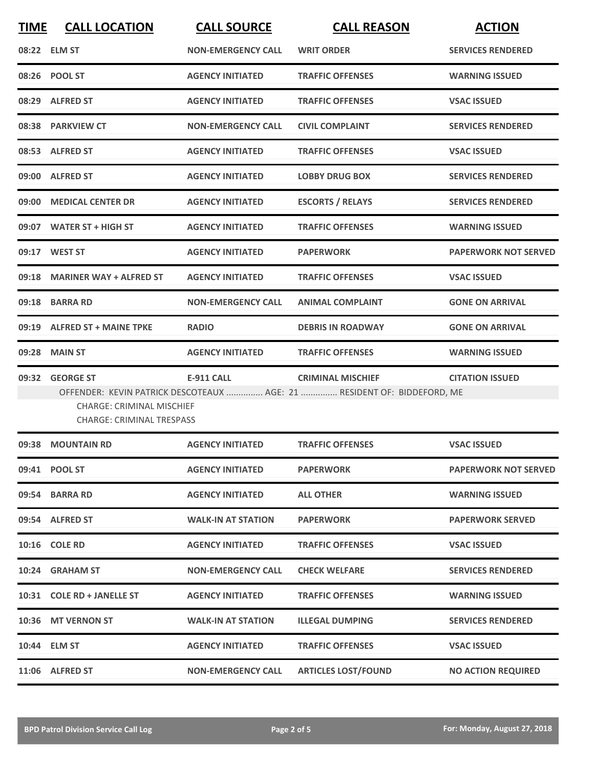| TIME | CALL LOCATION | CALL SOURCE | CALL REASON | ACTION |
|---|---|---|---|---|
| 08:22 | ELM ST | NON-EMERGENCY CALL | WRIT ORDER | SERVICES RENDERED |
| 08:26 | POOL ST | AGENCY INITIATED | TRAFFIC OFFENSES | WARNING ISSUED |
| 08:29 | ALFRED ST | AGENCY INITIATED | TRAFFIC OFFENSES | VSAC ISSUED |
| 08:38 | PARKVIEW CT | NON-EMERGENCY CALL | CIVIL COMPLAINT | SERVICES RENDERED |
| 08:53 | ALFRED ST | AGENCY INITIATED | TRAFFIC OFFENSES | VSAC ISSUED |
| 09:00 | ALFRED ST | AGENCY INITIATED | LOBBY DRUG BOX | SERVICES RENDERED |
| 09:00 | MEDICAL CENTER DR | AGENCY INITIATED | ESCORTS / RELAYS | SERVICES RENDERED |
| 09:07 | WATER ST + HIGH ST | AGENCY INITIATED | TRAFFIC OFFENSES | WARNING ISSUED |
| 09:17 | WEST ST | AGENCY INITIATED | PAPERWORK | PAPERWORK NOT SERVED |
| 09:18 | MARINER WAY + ALFRED ST | AGENCY INITIATED | TRAFFIC OFFENSES | VSAC ISSUED |
| 09:18 | BARRA RD | NON-EMERGENCY CALL | ANIMAL COMPLAINT | GONE ON ARRIVAL |
| 09:19 | ALFRED ST + MAINE TPKE | RADIO | DEBRIS IN ROADWAY | GONE ON ARRIVAL |
| 09:28 | MAIN ST | AGENCY INITIATED | TRAFFIC OFFENSES | WARNING ISSUED |
| 09:32 | GEORGE ST | E-911 CALL | CRIMINAL MISCHIEF | CITATION ISSUED |

OFFENDER: KEVIN PATRICK DESCOTEAUX ............... AGE: 21 ............... RESIDENT OF: BIDDEFORD, ME

CHARGE: CRIMINAL MISCHIEF

CHARGE: CRIMINAL TRESPASS

| TIME | CALL LOCATION | CALL SOURCE | CALL REASON | ACTION |
|---|---|---|---|---|
| 09:38 | MOUNTAIN RD | AGENCY INITIATED | TRAFFIC OFFENSES | VSAC ISSUED |
| 09:41 | POOL ST | AGENCY INITIATED | PAPERWORK | PAPERWORK NOT SERVED |
| 09:54 | BARRA RD | AGENCY INITIATED | ALL OTHER | WARNING ISSUED |
| 09:54 | ALFRED ST | WALK-IN AT STATION | PAPERWORK | PAPERWORK SERVED |
| 10:16 | COLE RD | AGENCY INITIATED | TRAFFIC OFFENSES | VSAC ISSUED |
| 10:24 | GRAHAM ST | NON-EMERGENCY CALL | CHECK WELFARE | SERVICES RENDERED |
| 10:31 | COLE RD + JANELLE ST | AGENCY INITIATED | TRAFFIC OFFENSES | WARNING ISSUED |
| 10:36 | MT VERNON ST | WALK-IN AT STATION | ILLEGAL DUMPING | SERVICES RENDERED |
| 10:44 | ELM ST | AGENCY INITIATED | TRAFFIC OFFENSES | VSAC ISSUED |
| 11:06 | ALFRED ST | NON-EMERGENCY CALL | ARTICLES LOST/FOUND | NO ACTION REQUIRED |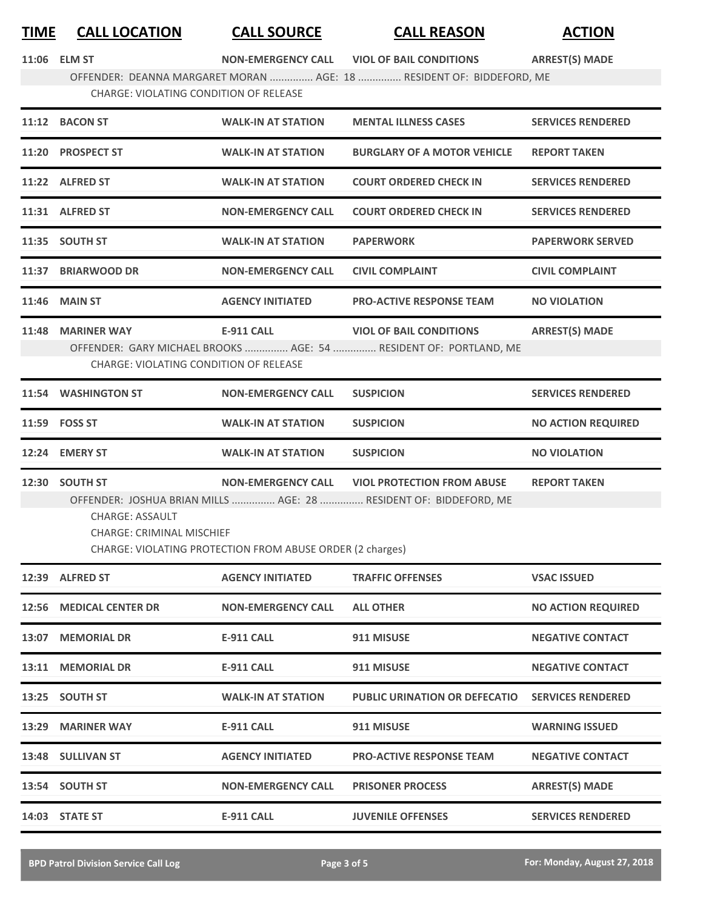| TIME | CALL LOCATION | CALL SOURCE | CALL REASON | ACTION |
|---|---|---|---|---|
| 11:06 | ELM ST | NON-EMERGENCY CALL | VIOL OF BAIL CONDITIONS | ARREST(S) MADE |
| | OFFENDER: DEANNA MARGARET MORAN ............... AGE: 18 ............... RESIDENT OF: BIDDEFORD, ME<br>CHARGE: VIOLATING CONDITION OF RELEASE | | | |
| 11:12 | BACON ST | WALK-IN AT STATION | MENTAL ILLNESS CASES | SERVICES RENDERED |
| 11:20 | PROSPECT ST | WALK-IN AT STATION | BURGLARY OF A MOTOR VEHICLE | REPORT TAKEN |
| 11:22 | ALFRED ST | WALK-IN AT STATION | COURT ORDERED CHECK IN | SERVICES RENDERED |
| 11:31 | ALFRED ST | NON-EMERGENCY CALL | COURT ORDERED CHECK IN | SERVICES RENDERED |
| 11:35 | SOUTH ST | WALK-IN AT STATION | PAPERWORK | PAPERWORK SERVED |
| 11:37 | BRIARWOOD DR | NON-EMERGENCY CALL | CIVIL COMPLAINT | CIVIL COMPLAINT |
| 11:46 | MAIN ST | AGENCY INITIATED | PRO-ACTIVE RESPONSE TEAM | NO VIOLATION |
| 11:48 | MARINER WAY | E-911 CALL | VIOL OF BAIL CONDITIONS | ARREST(S) MADE |
| | OFFENDER: GARY MICHAEL BROOKS ............... AGE: 54 ............... RESIDENT OF: PORTLAND, ME<br>CHARGE: VIOLATING CONDITION OF RELEASE | | | |
| 11:54 | WASHINGTON ST | NON-EMERGENCY CALL | SUSPICION | SERVICES RENDERED |
| 11:59 | FOSS ST | WALK-IN AT STATION | SUSPICION | NO ACTION REQUIRED |
| 12:24 | EMERY ST | WALK-IN AT STATION | SUSPICION | NO VIOLATION |
| 12:30 | SOUTH ST | NON-EMERGENCY CALL | VIOL PROTECTION FROM ABUSE | REPORT TAKEN |
| | OFFENDER: JOSHUA BRIAN MILLS ............... AGE: 28 ............... RESIDENT OF: BIDDEFORD, ME<br>CHARGE: ASSAULT<br>CHARGE: CRIMINAL MISCHIEF<br>CHARGE: VIOLATING PROTECTION FROM ABUSE ORDER (2 charges) | | | |
| 12:39 | ALFRED ST | AGENCY INITIATED | TRAFFIC OFFENSES | VSAC ISSUED |
| 12:56 | MEDICAL CENTER DR | NON-EMERGENCY CALL | ALL OTHER | NO ACTION REQUIRED |
| 13:07 | MEMORIAL DR | E-911 CALL | 911 MISUSE | NEGATIVE CONTACT |
| 13:11 | MEMORIAL DR | E-911 CALL | 911 MISUSE | NEGATIVE CONTACT |
| 13:25 | SOUTH ST | WALK-IN AT STATION | PUBLIC URINATION OR DEFECATIO | SERVICES RENDERED |
| 13:29 | MARINER WAY | E-911 CALL | 911 MISUSE | WARNING ISSUED |
| 13:48 | SULLIVAN ST | AGENCY INITIATED | PRO-ACTIVE RESPONSE TEAM | NEGATIVE CONTACT |
| 13:54 | SOUTH ST | NON-EMERGENCY CALL | PRISONER PROCESS | ARREST(S) MADE |
| 14:03 | STATE ST | E-911 CALL | JUVENILE OFFENSES | SERVICES RENDERED |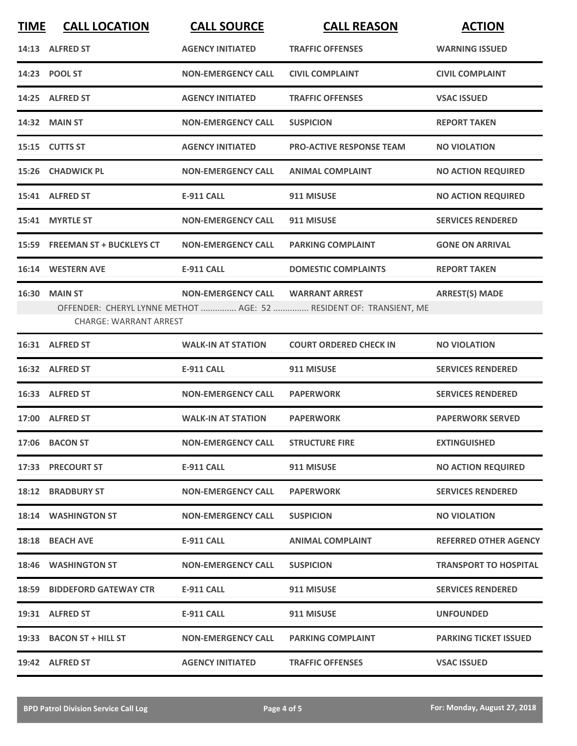| TIME | CALL LOCATION | CALL SOURCE | CALL REASON | ACTION |
|---|---|---|---|---|
| 14:13 | ALFRED ST | AGENCY INITIATED | TRAFFIC OFFENSES | WARNING ISSUED |
| 14:23 | POOL ST | NON-EMERGENCY CALL | CIVIL COMPLAINT | CIVIL COMPLAINT |
| 14:25 | ALFRED ST | AGENCY INITIATED | TRAFFIC OFFENSES | VSAC ISSUED |
| 14:32 | MAIN ST | NON-EMERGENCY CALL | SUSPICION | REPORT TAKEN |
| 15:15 | CUTTS ST | AGENCY INITIATED | PRO-ACTIVE RESPONSE TEAM | NO VIOLATION |
| 15:26 | CHADWICK PL | NON-EMERGENCY CALL | ANIMAL COMPLAINT | NO ACTION REQUIRED |
| 15:41 | ALFRED ST | E-911 CALL | 911 MISUSE | NO ACTION REQUIRED |
| 15:41 | MYRTLE ST | NON-EMERGENCY CALL | 911 MISUSE | SERVICES RENDERED |
| 15:59 | FREEMAN ST + BUCKLEYS CT | NON-EMERGENCY CALL | PARKING COMPLAINT | GONE ON ARRIVAL |
| 16:14 | WESTERN AVE | E-911 CALL | DOMESTIC COMPLAINTS | REPORT TAKEN |
| 16:30 | MAIN ST | NON-EMERGENCY CALL | WARRANT ARREST | ARREST(S) MADE |
| | OFFENDER: CHERYL LYNNE METHOT ............... AGE: 52 ............... RESIDENT OF: TRANSIENT, ME | | | |
| | CHARGE: WARRANT ARREST | | | |
| 16:31 | ALFRED ST | WALK-IN AT STATION | COURT ORDERED CHECK IN | NO VIOLATION |
| 16:32 | ALFRED ST | E-911 CALL | 911 MISUSE | SERVICES RENDERED |
| 16:33 | ALFRED ST | NON-EMERGENCY CALL | PAPERWORK | SERVICES RENDERED |
| 17:00 | ALFRED ST | WALK-IN AT STATION | PAPERWORK | PAPERWORK SERVED |
| 17:06 | BACON ST | NON-EMERGENCY CALL | STRUCTURE FIRE | EXTINGUISHED |
| 17:33 | PRECOURT ST | E-911 CALL | 911 MISUSE | NO ACTION REQUIRED |
| 18:12 | BRADBURY ST | NON-EMERGENCY CALL | PAPERWORK | SERVICES RENDERED |
| 18:14 | WASHINGTON ST | NON-EMERGENCY CALL | SUSPICION | NO VIOLATION |
| 18:18 | BEACH AVE | E-911 CALL | ANIMAL COMPLAINT | REFERRED OTHER AGENCY |
| 18:46 | WASHINGTON ST | NON-EMERGENCY CALL | SUSPICION | TRANSPORT TO HOSPITAL |
| 18:59 | BIDDEFORD GATEWAY CTR | E-911 CALL | 911 MISUSE | SERVICES RENDERED |
| 19:31 | ALFRED ST | E-911 CALL | 911 MISUSE | UNFOUNDED |
| 19:33 | BACON ST + HILL ST | NON-EMERGENCY CALL | PARKING COMPLAINT | PARKING TICKET ISSUED |
| 19:42 | ALFRED ST | AGENCY INITIATED | TRAFFIC OFFENSES | VSAC ISSUED |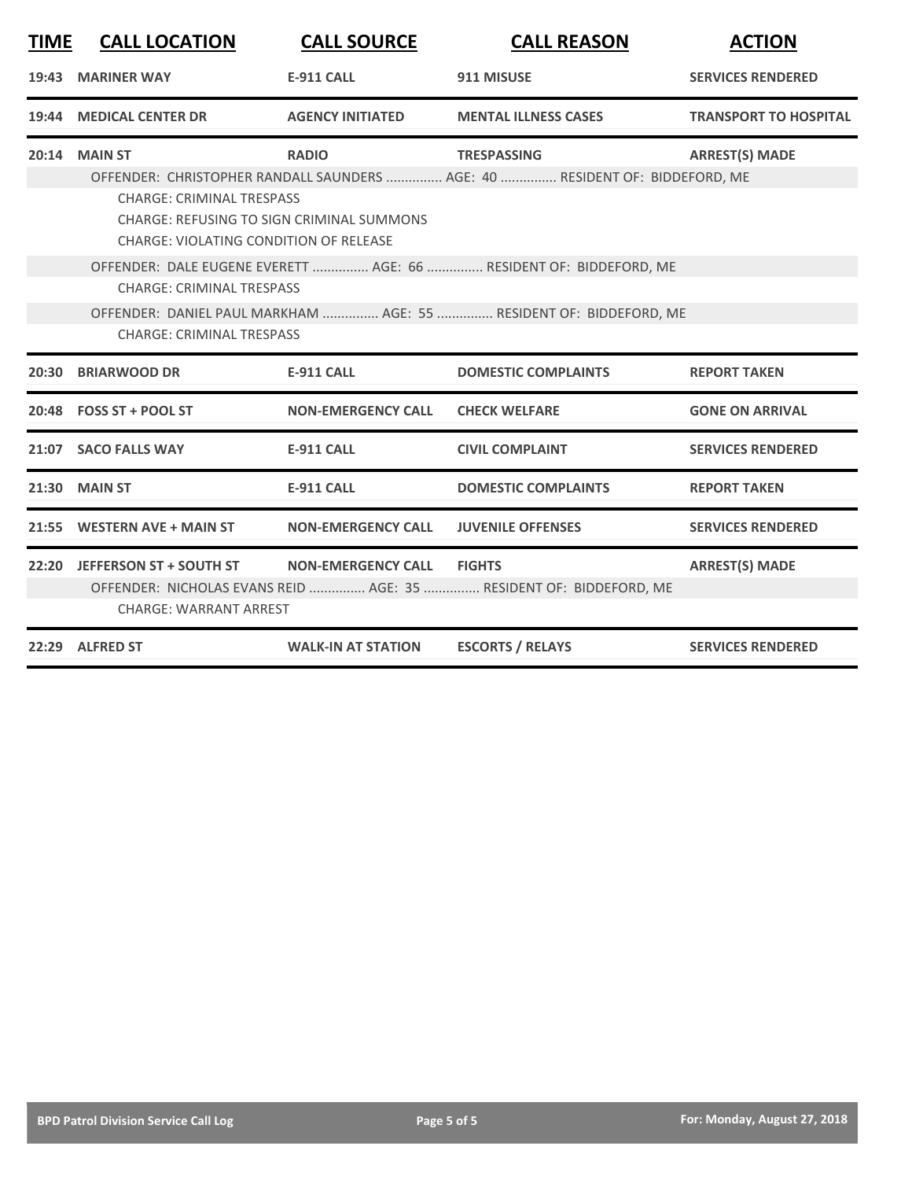| TIME | CALL LOCATION | CALL SOURCE | CALL REASON | ACTION |
|---|---|---|---|---|
| 19:43 | MARINER WAY | E-911 CALL | 911 MISUSE | SERVICES RENDERED |
| 19:44 | MEDICAL CENTER DR | AGENCY INITIATED | MENTAL ILLNESS CASES | TRANSPORT TO HOSPITAL |
| 20:14 | MAIN ST | RADIO | TRESPASSING | ARREST(S) MADE |
| | OFFENDER: CHRISTOPHER RANDALL SAUNDERS ............... AGE: 40 ............... RESIDENT OF: BIDDEFORD, ME | | | |
| | CHARGE: CRIMINAL TRESPASS | | | |
| | CHARGE: REFUSING TO SIGN CRIMINAL SUMMONS | | | |
| | CHARGE: VIOLATING CONDITION OF RELEASE | | | |
| | OFFENDER: DALE EUGENE EVERETT ............... AGE: 66 ............... RESIDENT OF: BIDDEFORD, ME | | | |
| | CHARGE: CRIMINAL TRESPASS | | | |
| | OFFENDER: DANIEL PAUL MARKHAM ............... AGE: 55 ............... RESIDENT OF: BIDDEFORD, ME | | | |
| | CHARGE: CRIMINAL TRESPASS | | | |
| 20:30 | BRIARWOOD DR | E-911 CALL | DOMESTIC COMPLAINTS | REPORT TAKEN |
| 20:48 | FOSS ST + POOL ST | NON-EMERGENCY CALL | CHECK WELFARE | GONE ON ARRIVAL |
| 21:07 | SACO FALLS WAY | E-911 CALL | CIVIL COMPLAINT | SERVICES RENDERED |
| 21:30 | MAIN ST | E-911 CALL | DOMESTIC COMPLAINTS | REPORT TAKEN |
| 21:55 | WESTERN AVE + MAIN ST | NON-EMERGENCY CALL | JUVENILE OFFENSES | SERVICES RENDERED |
| 22:20 | JEFFERSON ST + SOUTH ST | NON-EMERGENCY CALL | FIGHTS | ARREST(S) MADE |
| | OFFENDER: NICHOLAS EVANS REID ............... AGE: 35 ............... RESIDENT OF: BIDDEFORD, ME | | | |
| | CHARGE: WARRANT ARREST | | | |
| 22:29 | ALFRED ST | WALK-IN AT STATION | ESCORTS / RELAYS | SERVICES RENDERED |